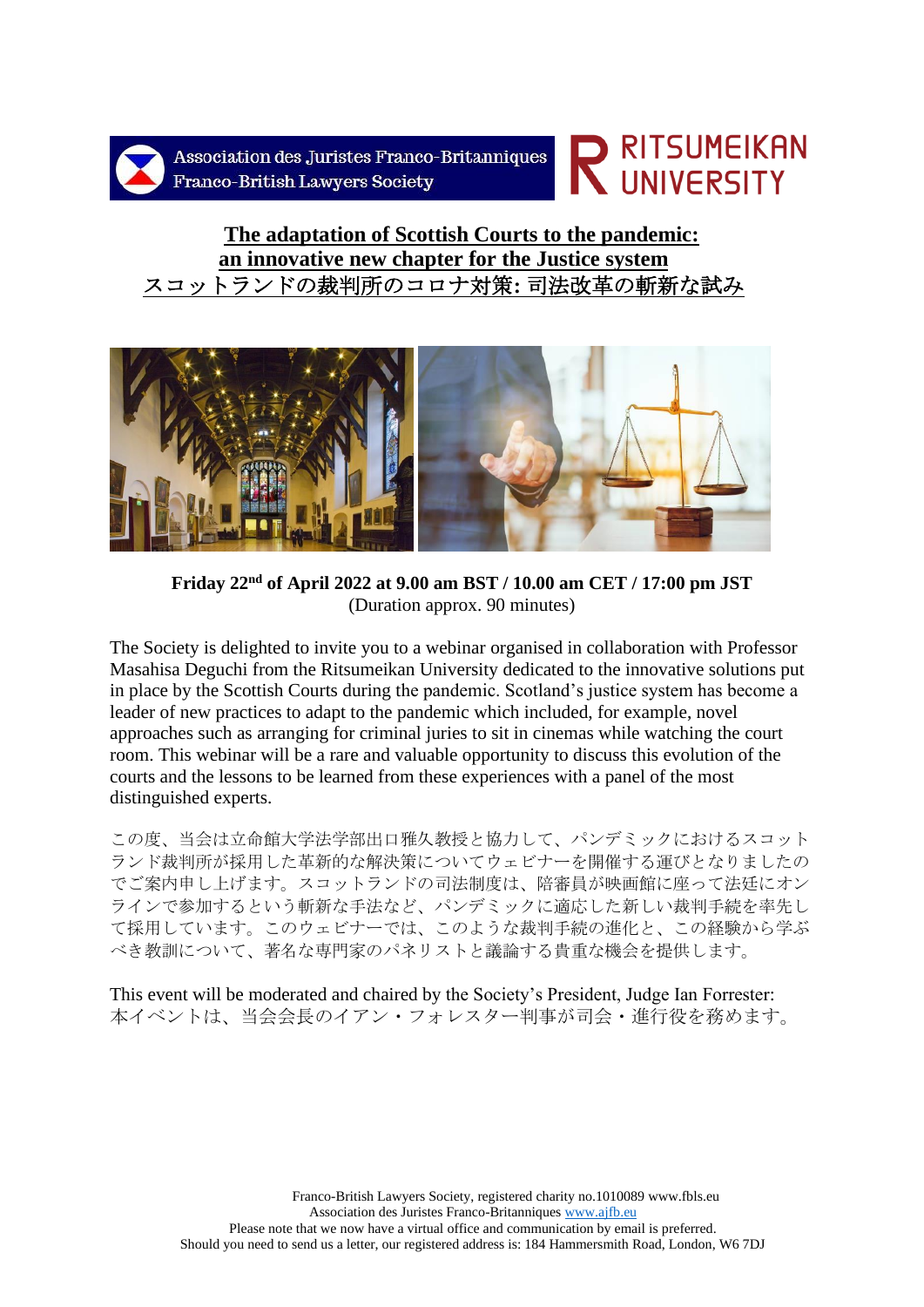Association des Juristes Franco-Britanniques
Franco-British Lawyers Society

RITSUMEIKAN UNIVERSITY

# The adaptation of Scottish Courts to the pandemic: an innovative new chapter for the Justice system
# スコットランドの裁判所のコロナ対策: 司法改革の斬新な試み

**Friday 22nd of April 2022 at 9.00 am BST / 10.00 am CET / 17:00 pm JST**
(Duration approx. 90 minutes)

The Society is delighted to invite you to a webinar organised in collaboration with Professor Masahisa Deguchi from the Ritsumeikan University dedicated to the innovative solutions put in place by the Scottish Courts during the pandemic. Scotland's justice system has become a leader of new practices to adapt to the pandemic which included, for example, novel approaches such as arranging for criminal juries to sit in cinemas while watching the court room. This webinar will be a rare and valuable opportunity to discuss this evolution of the courts and the lessons to be learned from these experiences with a panel of the most distinguished experts.

この度、当会は立命館大学法学部出口雅久教授と協力して、パンデミックにおけるスコットランド裁判所が採用した革新的な解決策についてウェビナーを開催する運びとなりましたのでご案内申し上げます。スコットランドの司法制度は、陪審員が映画館に座って法廷にオンラインで参加するという斬新な手法など、パンデミックに適応した新しい裁判手続を率先して採用しています。このウェビナーでは、このような裁判手続の進化と、この経験から学ぶべき教訓について、著名な専門家のパネリストと議論する貴重な機会を提供します。

This event will be moderated and chaired by the Society's President, Judge Ian Forrester:
本イベントは、当会会長のイアン・フォレスター判事が司会・進行役を務めます。

Franco-British Lawyers Society, registered charity no.1010089 www.fbls.eu
Association des Juristes Franco-Britanniques www.ajfb.eu
Please note that we now have a virtual office and communication by email is preferred.
Should you need to send us a letter, our registered address is: 184 Hammersmith Road, London, W6 7DJ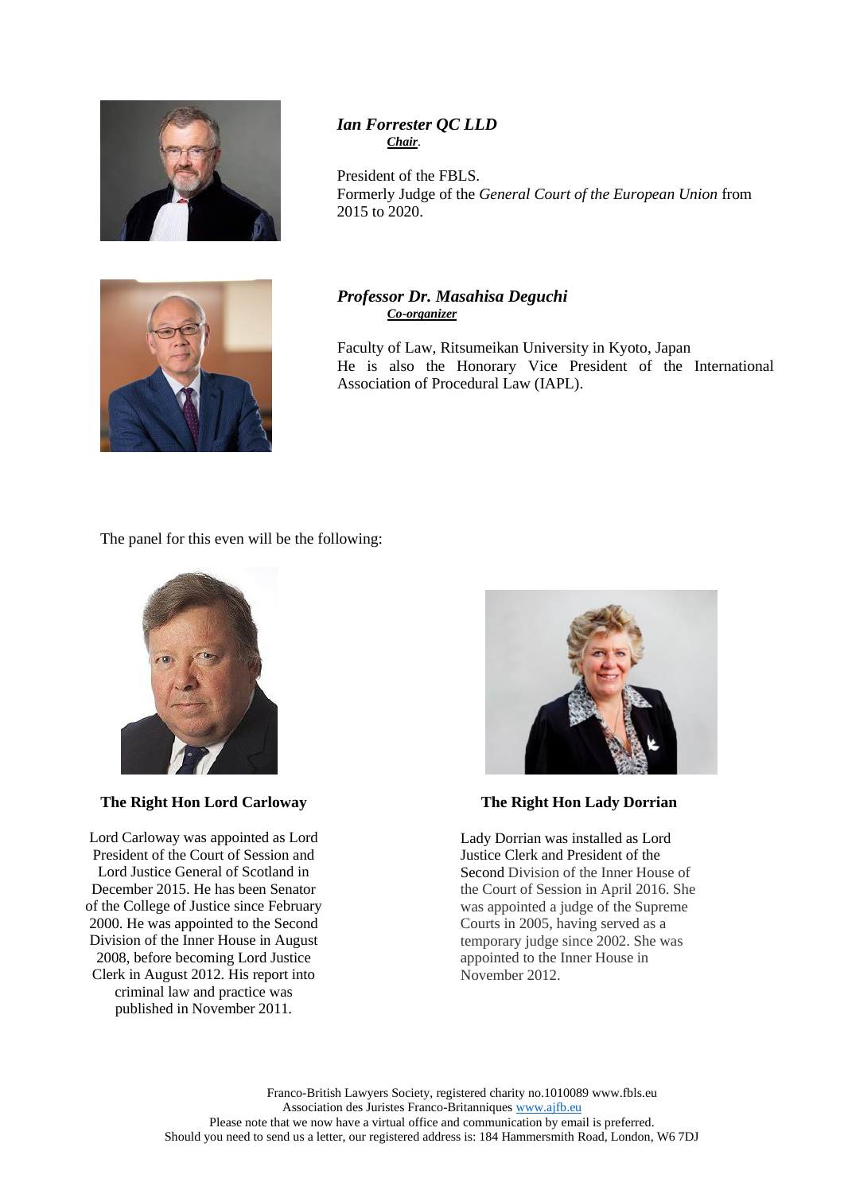***Ian Forrester QC LLD***
***Chair***.

President of the FBLS.
Formerly Judge of the *General Court of the European Union* from 2015 to 2020.

***Professor Dr. Masahisa Deguchi***
***Co-organizer***

Faculty of Law, Ritsumeikan University in Kyoto, Japan
He is also the Honorary Vice President of the International Association of Procedural Law (IAPL).

The panel for this even will be the following:

**The Right Hon Lord Carloway**

Lord Carloway was appointed as Lord President of the Court of Session and Lord Justice General of Scotland in December 2015. He has been Senator of the College of Justice since February 2000. He was appointed to the Second Division of the Inner House in August 2008, before becoming Lord Justice Clerk in August 2012. His report into criminal law and practice was published in November 2011.

**The Right Hon Lady Dorrian**

Lady Dorrian was installed as Lord Justice Clerk and President of the Second Division of the Inner House of the Court of Session in April 2016. She was appointed a judge of the Supreme Courts in 2005, having served as a temporary judge since 2002. She was appointed to the Inner House in November 2012.

Franco-British Lawyers Society, registered charity no.1010089 www.fbls.eu
Association des Juristes Franco-Britanniques www.ajfb.eu
Please note that we now have a virtual office and communication by email is preferred.
Should you need to send us a letter, our registered address is: 184 Hammersmith Road, London, W6 7DJ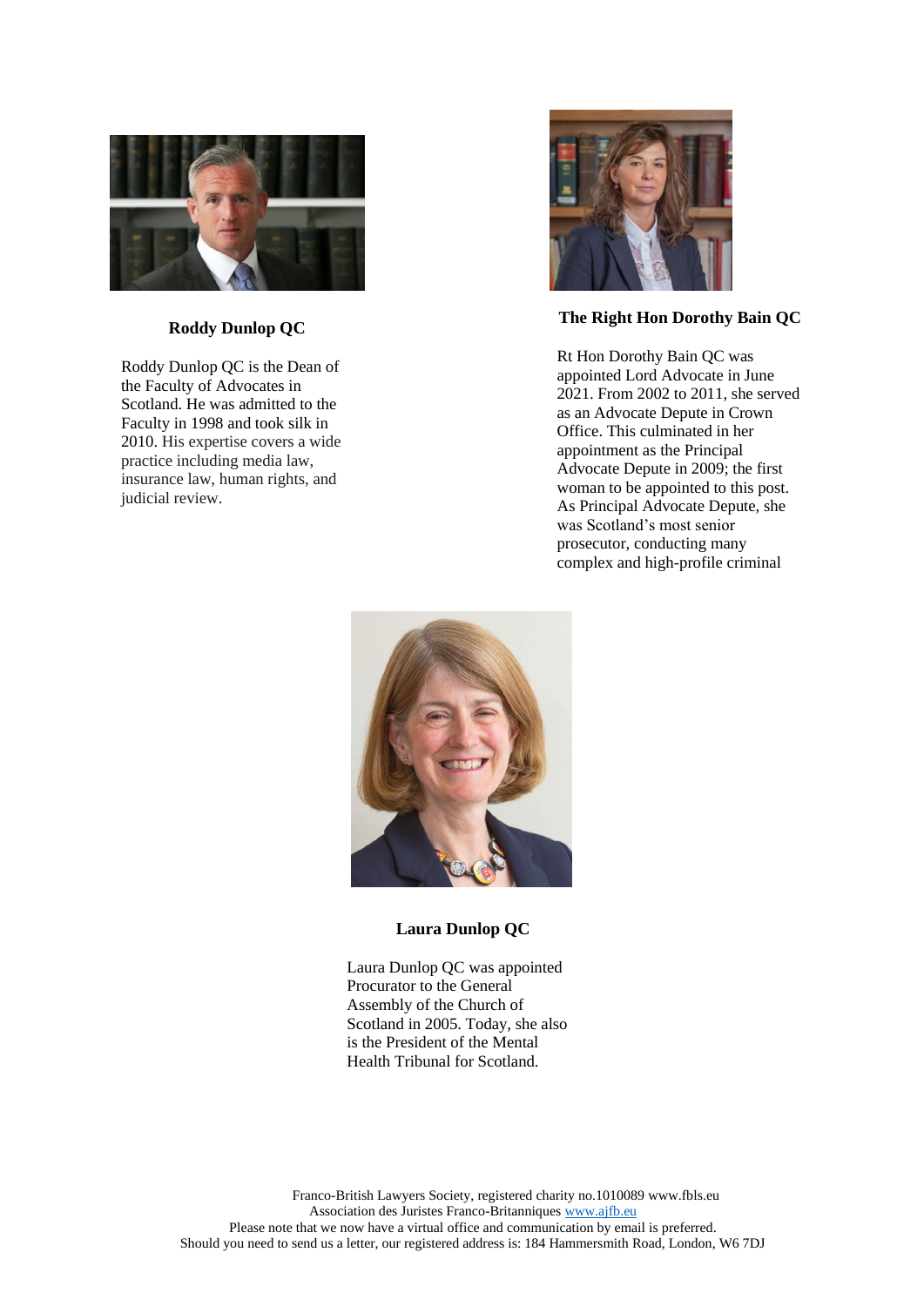**Roddy Dunlop QC**

Roddy Dunlop QC is the Dean of the Faculty of Advocates in Scotland. He was admitted to the Faculty in 1998 and took silk in 2010. His expertise covers a wide practice including media law, insurance law, human rights, and judicial review.

**The Right Hon Dorothy Bain QC**

Rt Hon Dorothy Bain QC was appointed Lord Advocate in June 2021. From 2002 to 2011, she served as an Advocate Depute in Crown Office. This culminated in her appointment as the Principal Advocate Depute in 2009; the first woman to be appointed to this post. As Principal Advocate Depute, she was Scotland's most senior prosecutor, conducting many complex and high-profile criminal

**Laura Dunlop QC**

Laura Dunlop QC was appointed Procurator to the General Assembly of the Church of Scotland in 2005. Today, she also is the President of the Mental Health Tribunal for Scotland.

Franco-British Lawyers Society, registered charity no.1010089 www.fbls.eu
Association des Juristes Franco-Britanniques www.ajfb.eu
Please note that we now have a virtual office and communication by email is preferred.
Should you need to send us a letter, our registered address is: 184 Hammersmith Road, London, W6 7DJ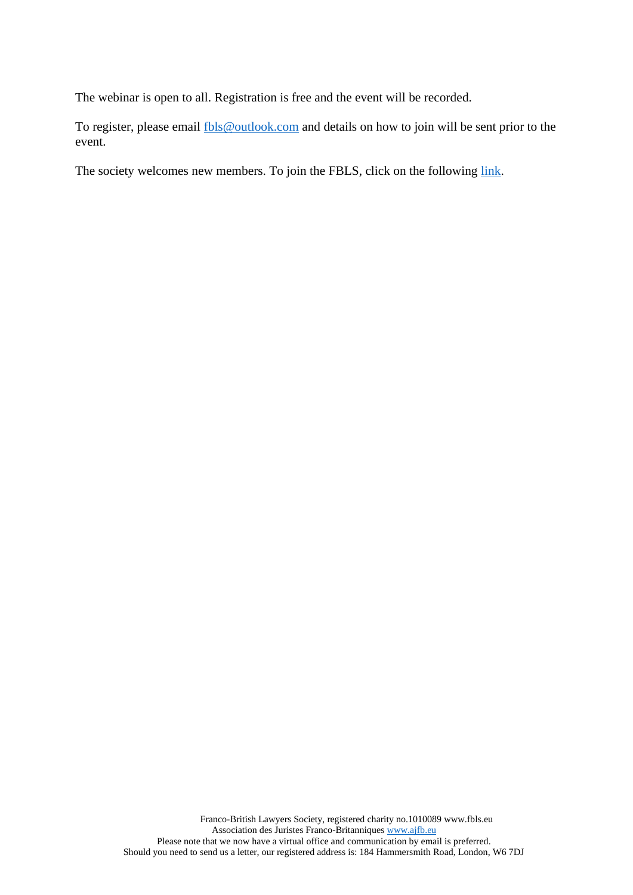The webinar is open to all. Registration is free and the event will be recorded.

To register, please email fbls@outlook.com and details on how to join will be sent prior to the event.

The society welcomes new members. To join the FBLS, click on the following link.

Franco-British Lawyers Society, registered charity no.1010089 www.fbls.eu
Association des Juristes Franco-Britanniques www.ajfb.eu
Please note that we now have a virtual office and communication by email is preferred.
Should you need to send us a letter, our registered address is: 184 Hammersmith Road, London, W6 7DJ